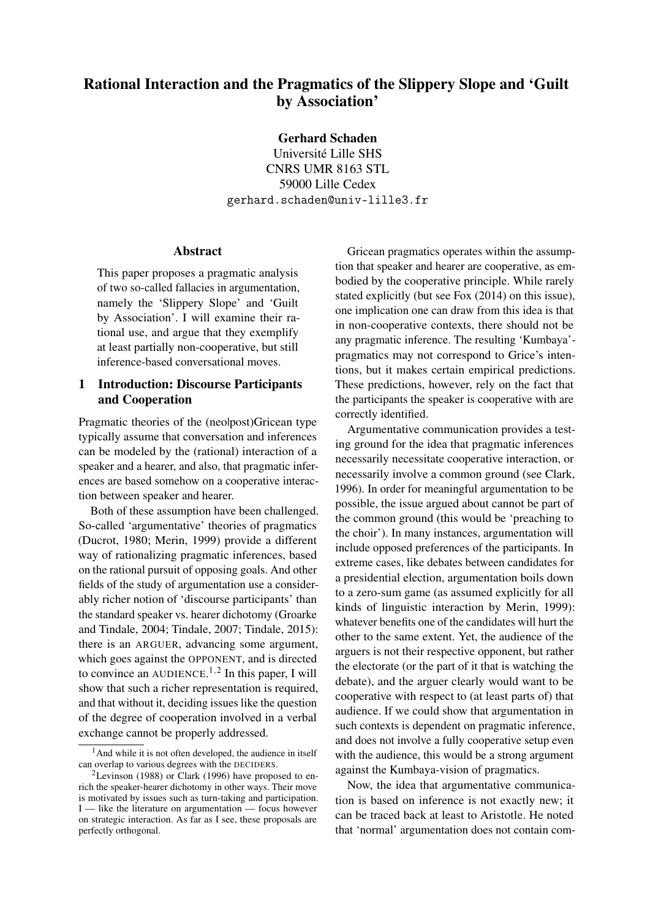# Rational Interaction and the Pragmatics of the Slippery Slope and 'Guilt by Association'

**Gerhard Schaden**
Université Lille SHS
CNRS UMR 8163 STL
59000 Lille Cedex
gerhard.schaden@univ-lille3.fr

## Abstract

This paper proposes a pragmatic analysis of two so-called fallacies in argumentation, namely the 'Slippery Slope' and 'Guilt by Association'. I will examine their rational use, and argue that they exemplify at least partially non-cooperative, but still inference-based conversational moves.

## 1 Introduction: Discourse Participants and Cooperation

Pragmatic theories of the (neo|post)Gricean type typically assume that conversation and inferences can be modeled by the (rational) interaction of a speaker and a hearer, and also, that pragmatic inferences are based somehow on a cooperative interaction between speaker and hearer.

Both of these assumption have been challenged. So-called 'argumentative' theories of pragmatics (Ducrot, 1980; Merin, 1999) provide a different way of rationalizing pragmatic inferences, based on the rational pursuit of opposing goals. And other fields of the study of argumentation use a considerably richer notion of 'discourse participants' than the standard speaker vs. hearer dichotomy (Groarke and Tindale, 2004; Tindale, 2007; Tindale, 2015): there is an ARGUER, advancing some argument, which goes against the OPPONENT, and is directed to convince an AUDIENCE.[1,2] In this paper, I will show that such a richer representation is required, and that without it, deciding issues like the question of the degree of cooperation involved in a verbal exchange cannot be properly addressed.

Gricean pragmatics operates within the assumption that speaker and hearer are cooperative, as embodied by the cooperative principle. While rarely stated explicitly (but see Fox (2014) on this issue), one implication one can draw from this idea is that in non-cooperative contexts, there should not be any pragmatic inference. The resulting 'Kumbaya'-pragmatics may not correspond to Grice's intentions, but it makes certain empirical predictions. These predictions, however, rely on the fact that the participants the speaker is cooperative with are correctly identified.

Argumentative communication provides a testing ground for the idea that pragmatic inferences necessarily necessitate cooperative interaction, or necessarily involve a common ground (see Clark, 1996). In order for meaningful argumentation to be possible, the issue argued about cannot be part of the common ground (this would be 'preaching to the choir'). In many instances, argumentation will include opposed preferences of the participants. In extreme cases, like debates between candidates for a presidential election, argumentation boils down to a zero-sum game (as assumed explicitly for all kinds of linguistic interaction by Merin, 1999): whatever benefits one of the candidates will hurt the other to the same extent. Yet, the audience of the arguers is not their respective opponent, but rather the electorate (or the part of it that is watching the debate), and the arguer clearly would want to be cooperative with respect to (at least parts of) that audience. If we could show that argumentation in such contexts is dependent on pragmatic inference, and does not involve a fully cooperative setup even with the audience, this would be a strong argument against the Kumbaya-vision of pragmatics.

Now, the idea that argumentative communication is based on inference is not exactly new; it can be traced back at least to Aristotle. He noted that 'normal' argumentation does not contain com-

[1] And while it is not often developed, the audience in itself can overlap to various degrees with the DECIDERS.

[2] Levinson (1988) or Clark (1996) have proposed to enrich the speaker-hearer dichotomy in other ways. Their move is motivated by issues such as turn-taking and participation. I — like the literature on argumentation — focus however on strategic interaction. As far as I see, these proposals are perfectly orthogonal.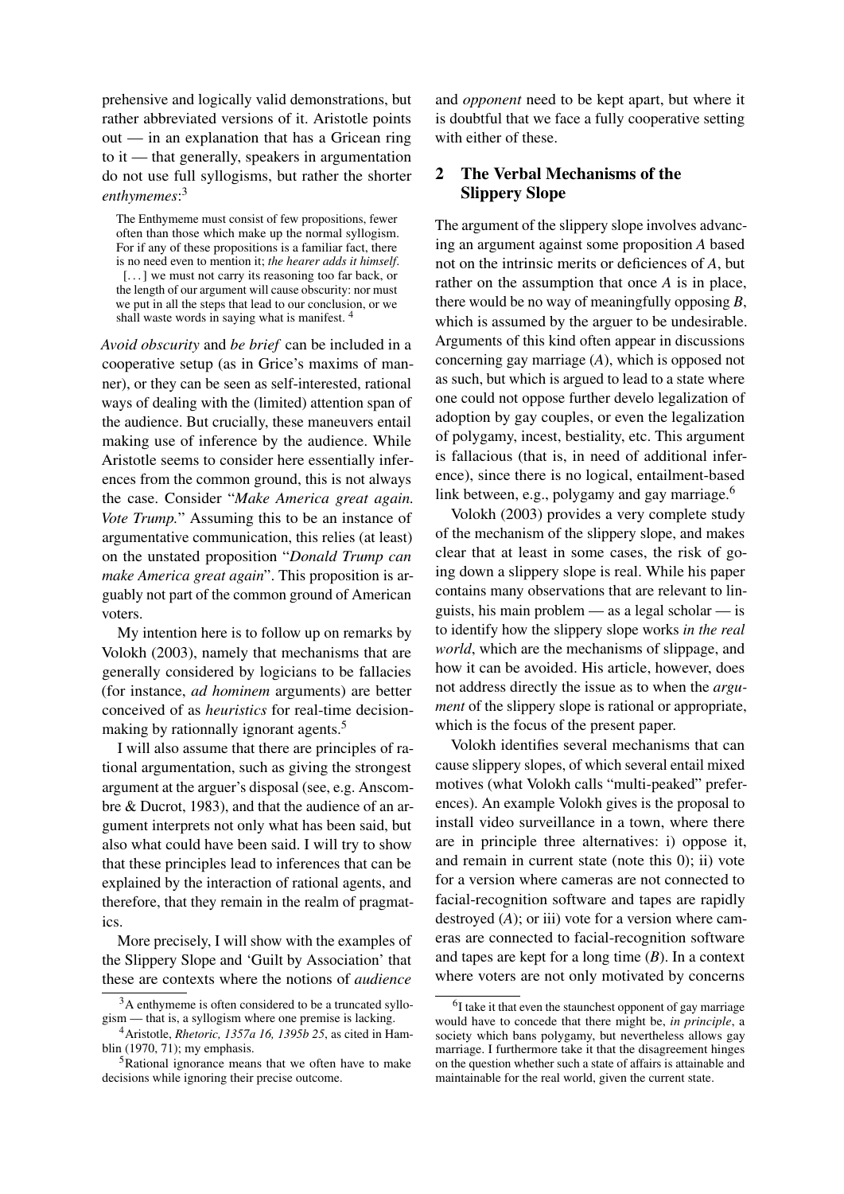prehensive and logically valid demonstrations, but rather abbreviated versions of it. Aristotle points out — in an explanation that has a Gricean ring to it — that generally, speakers in argumentation do not use full syllogisms, but rather the shorter *enthymemes*:[3]

> The Enthymeme must consist of few propositions, fewer often than those which make up the normal syllogism. For if any of these propositions is a familiar fact, there is no need even to mention it; *the hearer adds it himself*. [. . . ] we must not carry its reasoning too far back, or the length of our argument will cause obscurity: nor must we put in all the steps that lead to our conclusion, or we shall waste words in saying what is manifest. [4]

*Avoid obscurity* and *be brief* can be included in a cooperative setup (as in Grice's maxims of manner), or they can be seen as self-interested, rational ways of dealing with the (limited) attention span of the audience. But crucially, these maneuvers entail making use of inference by the audience. While Aristotle seems to consider here essentially inferences from the common ground, this is not always the case. Consider "*Make America great again. Vote Trump.*" Assuming this to be an instance of argumentative communication, this relies (at least) on the unstated proposition "*Donald Trump can make America great again*". This proposition is arguably not part of the common ground of American voters.

My intention here is to follow up on remarks by Volokh (2003), namely that mechanisms that are generally considered by logicians to be fallacies (for instance, *ad hominem* arguments) are better conceived of as *heuristics* for real-time decision-making by rationnally ignorant agents.[5]

I will also assume that there are principles of rational argumentation, such as giving the strongest argument at the arguer's disposal (see, e.g. Anscombre & Ducrot, 1983), and that the audience of an argument interprets not only what has been said, but also what could have been said. I will try to show that these principles lead to inferences that can be explained by the interaction of rational agents, and therefore, that they remain in the realm of pragmatics.

More precisely, I will show with the examples of the Slippery Slope and 'Guilt by Association' that these are contexts where the notions of *audience* and *opponent* need to be kept apart, but where it is doubtful that we face a fully cooperative setting with either of these.

## 2 The Verbal Mechanisms of the Slippery Slope

The argument of the slippery slope involves advancing an argument against some proposition *A* based not on the intrinsic merits or deficiences of *A*, but rather on the assumption that once *A* is in place, there would be no way of meaningfully opposing *B*, which is assumed by the arguer to be undesirable. Arguments of this kind often appear in discussions concerning gay marriage (*A*), which is opposed not as such, but which is argued to lead to a state where one could not oppose further develo legalization of adoption by gay couples, or even the legalization of polygamy, incest, bestiality, etc. This argument is fallacious (that is, in need of additional inference), since there is no logical, entailment-based link between, e.g., polygamy and gay marriage.[6]

Volokh (2003) provides a very complete study of the mechanism of the slippery slope, and makes clear that at least in some cases, the risk of going down a slippery slope is real. While his paper contains many observations that are relevant to linguists, his main problem — as a legal scholar — is to identify how the slippery slope works *in the real world*, which are the mechanisms of slippage, and how it can be avoided. His article, however, does not address directly the issue as to when the *argument* of the slippery slope is rational or appropriate, which is the focus of the present paper.

Volokh identifies several mechanisms that can cause slippery slopes, of which several entail mixed motives (what Volokh calls "multi-peaked" preferences). An example Volokh gives is the proposal to install video surveillance in a town, where there are in principle three alternatives: i) oppose it, and remain in current state (note this 0); ii) vote for a version where cameras are not connected to facial-recognition software and tapes are rapidly destroyed (*A*); or iii) vote for a version where cameras are connected to facial-recognition software and tapes are kept for a long time (*B*). In a context where voters are not only motivated by concerns

---

[3] A enthymeme is often considered to be a truncated syllogism — that is, a syllogism where one premise is lacking.

[4] Aristotle, *Rhetoric, 1357a 16, 1395b 25*, as cited in Hamblin (1970, 71); my emphasis.

[5] Rational ignorance means that we often have to make decisions while ignoring their precise outcome.

[6] I take it that even the staunchest opponent of gay marriage would have to concede that there might be, *in principle*, a society which bans polygamy, but nevertheless allows gay marriage. I furthermore take it that the disagreement hinges on the question whether such a state of affairs is attainable and maintainable for the real world, given the current state.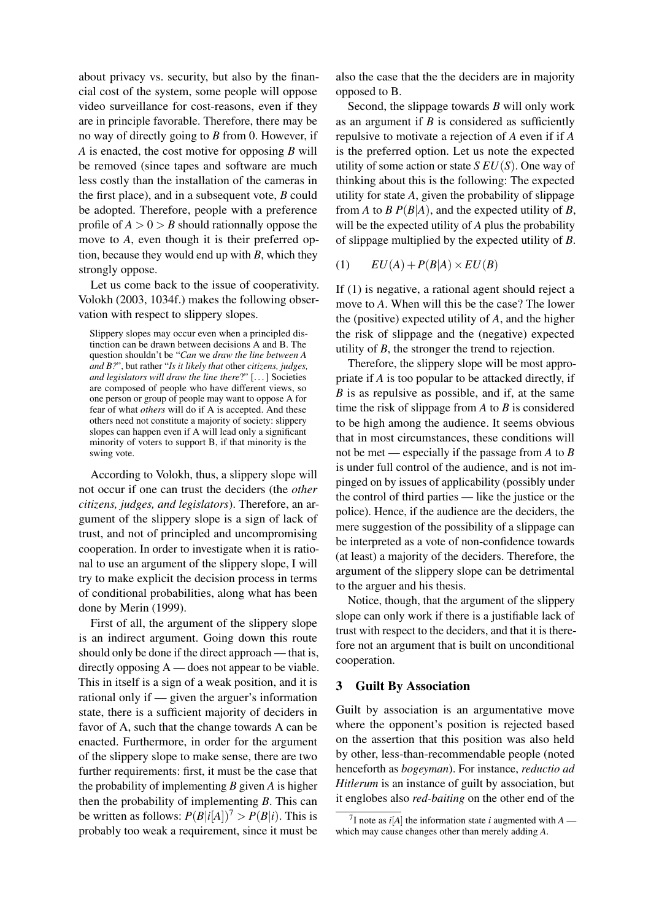about privacy vs. security, but also by the financial cost of the system, some people will oppose video surveillance for cost-reasons, even if they are in principle favorable. Therefore, there may be no way of directly going to $B$ from 0. However, if $A$ is enacted, the cost motive for opposing $B$ will be removed (since tapes and software are much less costly than the installation of the cameras in the first place), and in a subsequent vote, $B$ could be adopted. Therefore, people with a preference profile of $A > 0 > B$ should rationnally oppose the move to $A$, even though it is their preferred option, because they would end up with $B$, which they strongly oppose.

Let us come back to the issue of cooperativity. Volokh (2003, 1034f.) makes the following observation with respect to slippery slopes.

> Slippery slopes may occur even when a principled distinction can be drawn between decisions A and B. The question shouldn't be "*Can* we *draw the line between A and B?*", but rather "*Is it likely that* other *citizens, judges, and legislators will draw the line there*?" [...] Societies are composed of people who have different views, so one person or group of people may want to oppose A for fear of what *others* will do if A is accepted. And these others need not constitute a majority of society: slippery slopes can happen even if A will lead only a significant minority of voters to support B, if that minority is the swing vote.

According to Volokh, thus, a slippery slope will not occur if one can trust the deciders (the *other citizens, judges, and legislators*). Therefore, an argument of the slippery slope is a sign of lack of trust, and not of principled and uncompromising cooperation. In order to investigate when it is rational to use an argument of the slippery slope, I will try to make explicit the decision process in terms of conditional probabilities, along what has been done by Merin (1999).

First of all, the argument of the slippery slope is an indirect argument. Going down this route should only be done if the direct approach — that is, directly opposing A — does not appear to be viable. This in itself is a sign of a weak position, and it is rational only if — given the arguer's information state, there is a sufficient majority of deciders in favor of A, such that the change towards A can be enacted. Furthermore, in order for the argument of the slippery slope to make sense, there are two further requirements: first, it must be the case that the probability of implementing $B$ given $A$ is higher then the probability of implementing $B$. This can be written as follows: $P(B|i[A])$[7] $> P(B|i)$. This is probably too weak a requirement, since it must be also the case that the the deciders are in majority opposed to B.

Second, the slippage towards $B$ will only work as an argument if $B$ is considered as sufficiently repulsive to motivate a rejection of $A$ even if if $A$ is the preferred option. Let us note the expected utility of some action or state $S$ $EU(S)$. One way of thinking about this is the following: The expected utility for state $A$, given the probability of slippage from $A$ to $B$ $P(B|A)$, and the expected utility of $B$, will be the expected utility of $A$ plus the probability of slippage multiplied by the expected utility of $B$.

$$(1) \qquad EU(A) + P(B|A) \times EU(B)$$

If (1) is negative, a rational agent should reject a move to $A$. When will this be the case? The lower the (positive) expected utility of $A$, and the higher the risk of slippage and the (negative) expected utility of $B$, the stronger the trend to rejection.

Therefore, the slippery slope will be most appropriate if $A$ is too popular to be attacked directly, if $B$ is as repulsive as possible, and if, at the same time the risk of slippage from $A$ to $B$ is considered to be high among the audience. It seems obvious that in most circumstances, these conditions will not be met — especially if the passage from $A$ to $B$ is under full control of the audience, and is not impinged on by issues of applicability (possibly under the control of third parties — like the justice or the police). Hence, if the audience are the deciders, the mere suggestion of the possibility of a slippage can be interpreted as a vote of non-confidence towards (at least) a majority of the deciders. Therefore, the argument of the slippery slope can be detrimental to the arguer and his thesis.

Notice, though, that the argument of the slippery slope can only work if there is a justifiable lack of trust with respect to the deciders, and that it is therefore not an argument that is built on unconditional cooperation.

## 3 Guilt By Association

Guilt by association is an argumentative move where the opponent's position is rejected based on the assertion that this position was also held by other, less-than-recommendable people (noted henceforth as *bogeyman*). For instance, *reductio ad Hitlerum* is an instance of guilt by association, but it englobes also *red-baiting* on the other end of the

[7] I note as $i[A]$ the information state $i$ augmented with $A$ — which may cause changes other than merely adding $A$.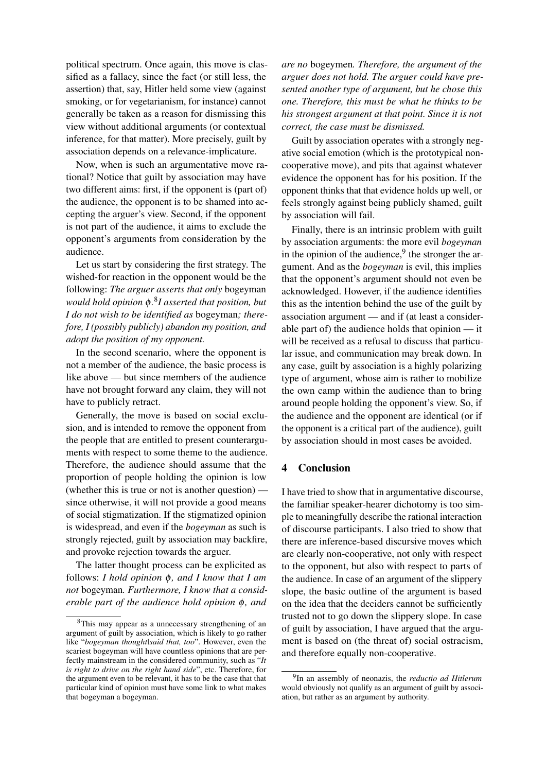political spectrum. Once again, this move is classified as a fallacy, since the fact (or still less, the assertion) that, say, Hitler held some view (against smoking, or for vegetarianism, for instance) cannot generally be taken as a reason for dismissing this view without additional arguments (or contextual inference, for that matter). More precisely, guilt by association depends on a relevance-implicature.

Now, when is such an argumentative move rational? Notice that guilt by association may have two different aims: first, if the opponent is (part of) the audience, the opponent is to be shamed into accepting the arguer's view. Second, if the opponent is not part of the audience, it aims to exclude the opponent's arguments from consideration by the audience.

Let us start by considering the first strategy. The wished-for reaction in the opponent would be the following: *The arguer asserts that only* bogeyman *would hold opinion* $\phi$.[8] *I asserted that position, but I do not wish to be identified as* bogeyman*; therefore, I (possibly publicly) abandon my position, and adopt the position of my opponent.*

In the second scenario, where the opponent is not a member of the audience, the basic process is like above — but since members of the audience have not brought forward any claim, they will not have to publicly retract.

Generally, the move is based on social exclusion, and is intended to remove the opponent from the people that are entitled to present counterarguments with respect to some theme to the audience. Therefore, the audience should assume that the proportion of people holding the opinion is low (whether this is true or not is another question) — since otherwise, it will not provide a good means of social stigmatization. If the stigmatized opinion is widespread, and even if the *bogeyman* as such is strongly rejected, guilt by association may backfire, and provoke rejection towards the arguer.

The latter thought process can be explicited as follows: *I hold opinion* $\phi$*, and I know that I am not* bogeyman*. Furthermore, I know that a considerable part of the audience hold opinion* $\phi$*, and are no* bogeymen*. Therefore, the argument of the arguer does not hold. The arguer could have presented another type of argument, but he chose this one. Therefore, this must be what he thinks to be his strongest argument at that point. Since it is not correct, the case must be dismissed.*

Guilt by association operates with a strongly negative social emotion (which is the prototypical non-cooperative move), and pits that against whatever evidence the opponent has for his position. If the opponent thinks that that evidence holds up well, or feels strongly against being publicly shamed, guilt by association will fail.

Finally, there is an intrinsic problem with guilt by association arguments: the more evil *bogeyman* in the opinion of the audience,[9] the stronger the argument. And as the *bogeyman* is evil, this implies that the opponent's argument should not even be acknowledged. However, if the audience identifies this as the intention behind the use of the guilt by association argument — and if (at least a considerable part of) the audience holds that opinion — it will be received as a refusal to discuss that particular issue, and communication may break down. In any case, guilt by association is a highly polarizing type of argument, whose aim is rather to mobilize the own camp within the audience than to bring around people holding the opponent's view. So, if the audience and the opponent are identical (or if the opponent is a critical part of the audience), guilt by association should in most cases be avoided.

## 4 Conclusion

I have tried to show that in argumentative discourse, the familiar speaker-hearer dichotomy is too simple to meaningfully describe the rational interaction of discourse participants. I also tried to show that there are inference-based discursive moves which are clearly non-cooperative, not only with respect to the opponent, but also with respect to parts of the audience. In case of an argument of the slippery slope, the basic outline of the argument is based on the idea that the deciders cannot be sufficiently trusted not to go down the slippery slope. In case of guilt by association, I have argued that the argument is based on (the threat of) social ostracism, and therefore equally non-cooperative.

---

[8] This may appear as a unnecessary strengthening of an argument of guilt by association, which is likely to go rather like "*bogeyman thought|said that, too*". However, even the scariest bogeyman will have countless opinions that are perfectly mainstream in the considered community, such as "*It is right to drive on the right hand side*", etc. Therefore, for the argument even to be relevant, it has to be the case that that particular kind of opinion must have some link to what makes that bogeyman a bogeyman.

[9] In an assembly of neonazis, the *reductio ad Hitlerum* would obviously not qualify as an argument of guilt by association, but rather as an argument by authority.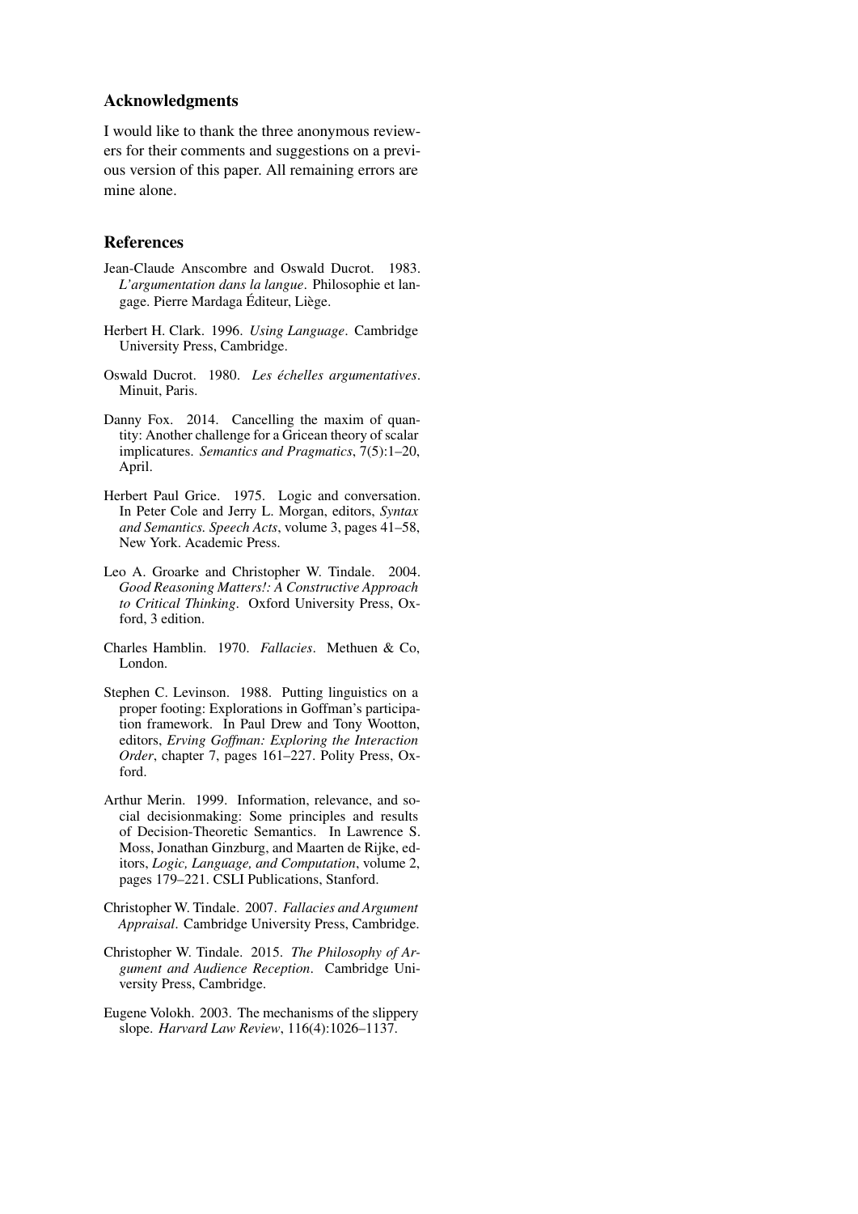## Acknowledgments

I would like to thank the three anonymous reviewers for their comments and suggestions on a previous version of this paper. All remaining errors are mine alone.

## References

Jean-Claude Anscombre and Oswald Ducrot. 1983. *L'argumentation dans la langue*. Philosophie et langage. Pierre Mardaga Éditeur, Liège.

Herbert H. Clark. 1996. *Using Language*. Cambridge University Press, Cambridge.

Oswald Ducrot. 1980. *Les échelles argumentatives*. Minuit, Paris.

Danny Fox. 2014. Cancelling the maxim of quantity: Another challenge for a Gricean theory of scalar implicatures. *Semantics and Pragmatics*, 7(5):1–20, April.

Herbert Paul Grice. 1975. Logic and conversation. In Peter Cole and Jerry L. Morgan, editors, *Syntax and Semantics. Speech Acts*, volume 3, pages 41–58, New York. Academic Press.

Leo A. Groarke and Christopher W. Tindale. 2004. *Good Reasoning Matters!: A Constructive Approach to Critical Thinking*. Oxford University Press, Oxford, 3 edition.

Charles Hamblin. 1970. *Fallacies*. Methuen & Co, London.

Stephen C. Levinson. 1988. Putting linguistics on a proper footing: Explorations in Goffman's participation framework. In Paul Drew and Tony Wootton, editors, *Erving Goffman: Exploring the Interaction Order*, chapter 7, pages 161–227. Polity Press, Oxford.

Arthur Merin. 1999. Information, relevance, and social decisionmaking: Some principles and results of Decision-Theoretic Semantics. In Lawrence S. Moss, Jonathan Ginzburg, and Maarten de Rijke, editors, *Logic, Language, and Computation*, volume 2, pages 179–221. CSLI Publications, Stanford.

Christopher W. Tindale. 2007. *Fallacies and Argument Appraisal*. Cambridge University Press, Cambridge.

Christopher W. Tindale. 2015. *The Philosophy of Argument and Audience Reception*. Cambridge University Press, Cambridge.

Eugene Volokh. 2003. The mechanisms of the slippery slope. *Harvard Law Review*, 116(4):1026–1137.